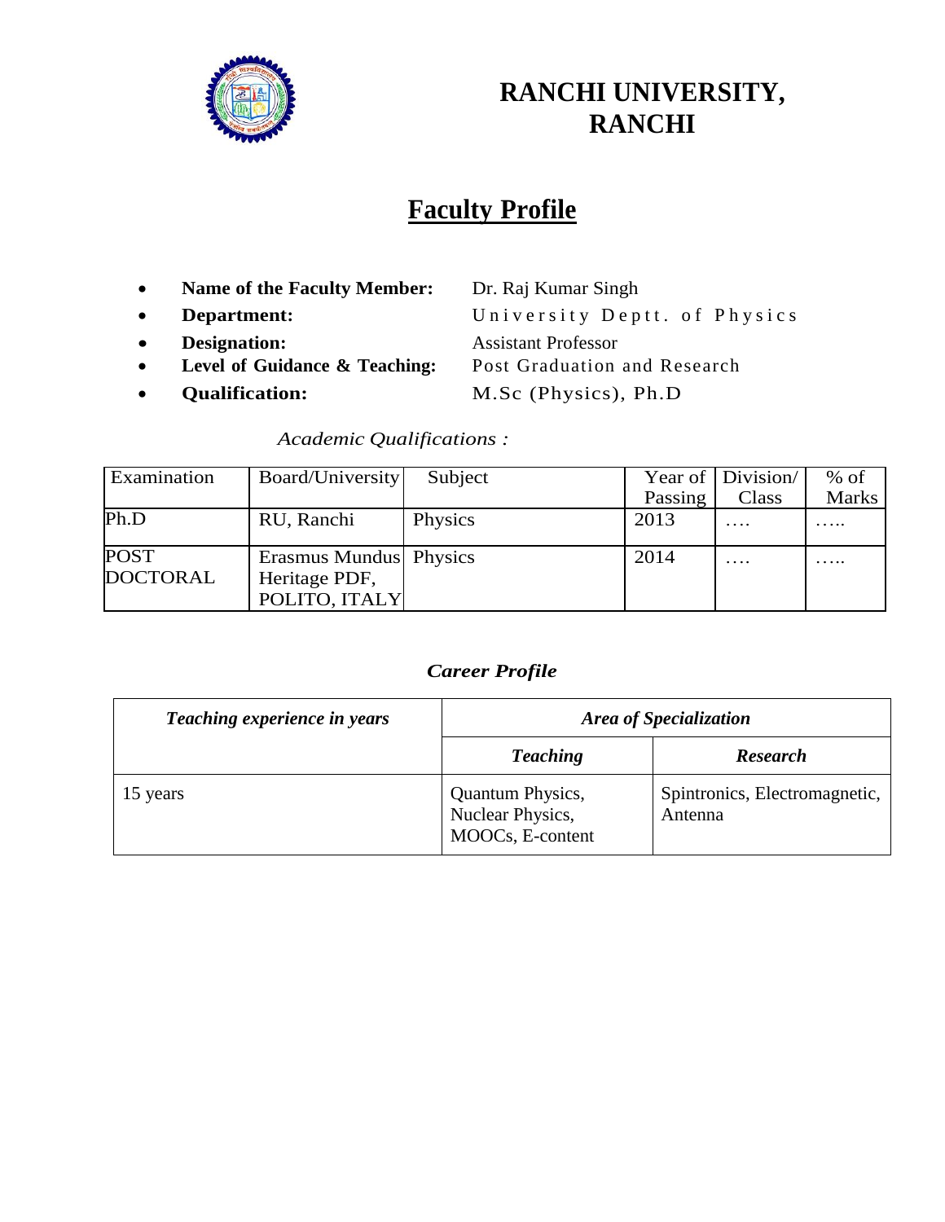# RANCHI UNIVERSITY, RANCHI

## Faculty Profile

- **Name of the Faculty Member:** Dr. Raj Kumar Singh
- **Department:** University Deptt. of Physics
- **Designation:** Assistant Professor
- **Level of Guidance & Teaching:** Post Graduation and Research
- **Qualification:** M.Sc (Physics), Ph.D

*Academic Qualifications :*

| Examination | Board/University | Subject | Year of Passing | Division/ Class | % of Marks |
|---|---|---|---|---|---|
| Ph.D | RU, Ranchi | Physics | 2013 | …. | ….. |
| POST DOCTORAL | Erasmus Mundus Heritage PDF, POLITO, ITALY | Physics | 2014 | …. | ….. |

### *Career Profile*

| *Teaching experience in years* | *Area of Specialization* | |
|---|---|---|
| | *Teaching* | *Research* |
| 15 years | Quantum Physics, Nuclear Physics, MOOCs, E-content | Spintronics, Electromagnetic, Antenna |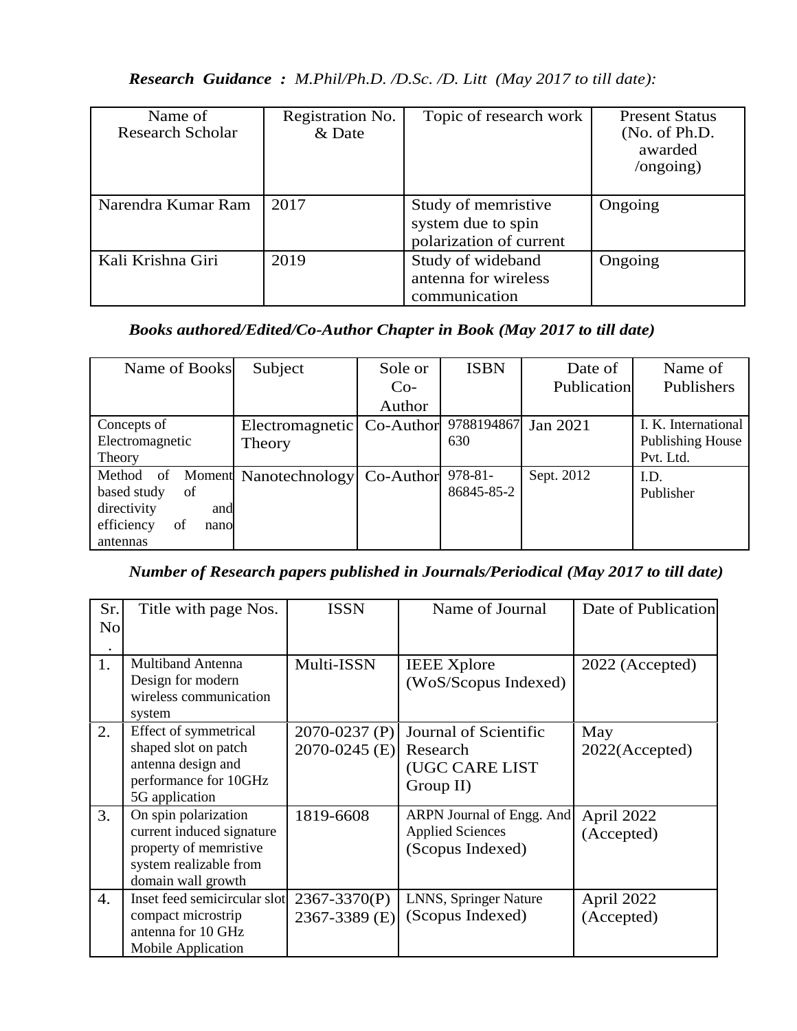***Research Guidance : M.Phil/Ph.D. /D.Sc. /D. Litt (May 2017 to till date):***

| Name of Research Scholar | Registration No. & Date | Topic of research work | Present Status (No. of Ph.D. awarded /ongoing) |
|---|---|---|---|
| Narendra Kumar Ram | 2017 | Study of memristive system due to spin polarization of current | Ongoing |
| Kali Krishna Giri | 2019 | Study of wideband antenna for wireless communication | Ongoing |

***Books authored/Edited/Co-Author Chapter in Book (May 2017 to till date)***

| Name of Books | Subject | Sole or Co-Author | ISBN | Date of Publication | Name of Publishers |
|---|---|---|---|---|---|
| Concepts of Electromagnetic Theory | Electromagnetic Theory | Co-Author | 9788194867630 | Jan 2021 | I. K. International Publishing House Pvt. Ltd. |
| Method of Moment based study of directivity and efficiency of nano antennas | Nanotechnology | Co-Author | 978-81-86845-85-2 | Sept. 2012 | I.D. Publisher |

***Number of Research papers published in Journals/Periodical (May 2017 to till date)***

| Sr. No. | Title with page Nos. | ISSN | Name of Journal | Date of Publication |
|---|---|---|---|---|
| 1. | Multiband Antenna Design for modern wireless communication system | Multi-ISSN | IEEE Xplore (WoS/Scopus Indexed) | 2022 (Accepted) |
| 2. | Effect of symmetrical shaped slot on patch antenna design and performance for 10GHz 5G application | 2070-0237 (P) 2070-0245 (E) | Journal of Scientific Research (UGC CARE LIST Group II) | May 2022(Accepted) |
| 3. | On spin polarization current induced signature property of memristive system realizable from domain wall growth | 1819-6608 | ARPN Journal of Engg. And Applied Sciences (Scopus Indexed) | April 2022 (Accepted) |
| 4. | Inset feed semicircular slot compact microstrip antenna for 10 GHz Mobile Application | 2367-3370(P) 2367-3389 (E) | LNNS, Springer Nature (Scopus Indexed) | April 2022 (Accepted) |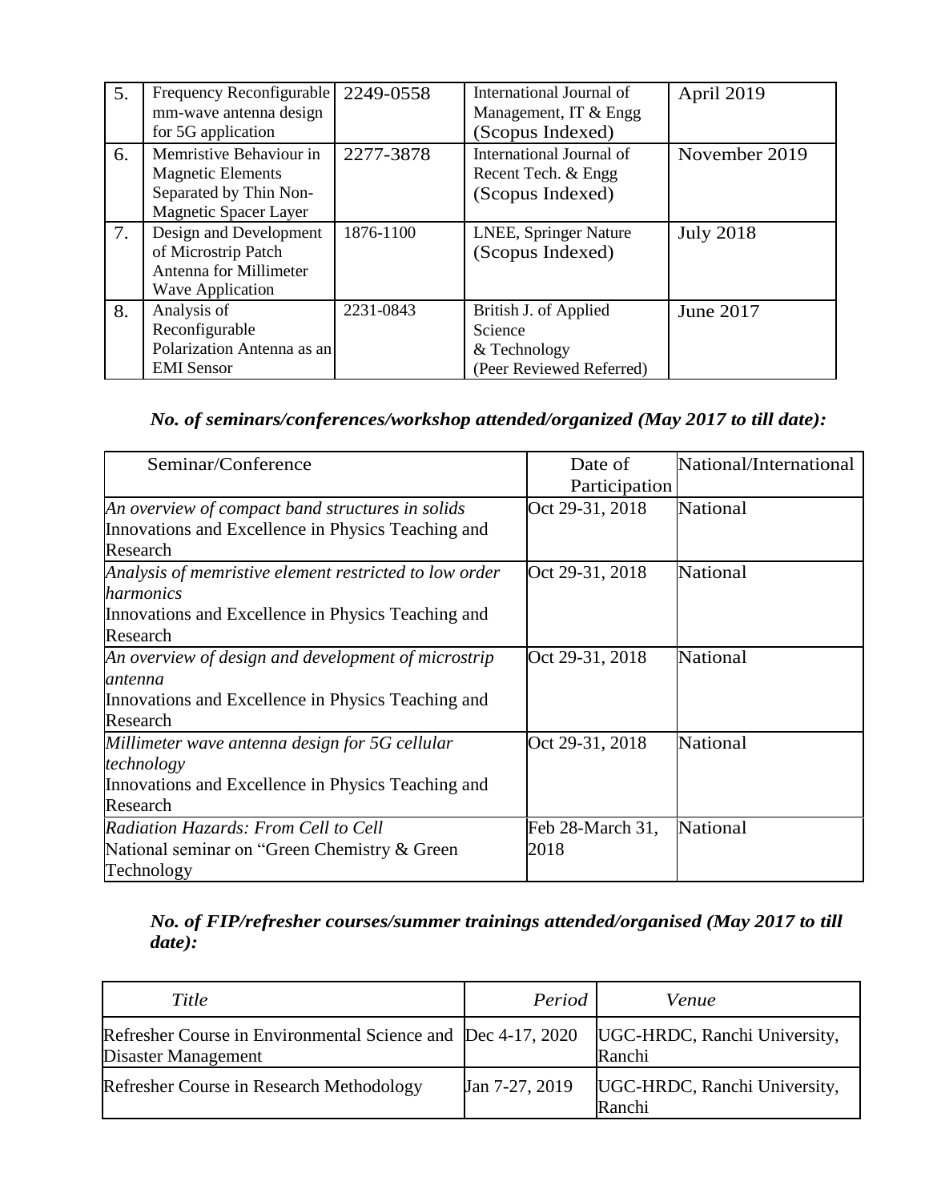| 5. | Frequency Reconfigurable mm-wave antenna design for 5G application | 2249-0558 | International Journal of Management, IT & Engg (Scopus Indexed) | April 2019 |
|---|---|---|---|---|
| 6. | Memristive Behaviour in Magnetic Elements Separated by Thin Non-Magnetic Spacer Layer | 2277-3878 | International Journal of Recent Tech. & Engg (Scopus Indexed) | November 2019 |
| 7. | Design and Development of Microstrip Patch Antenna for Millimeter Wave Application | 1876-1100 | LNEE, Springer Nature (Scopus Indexed) | July 2018 |
| 8. | Analysis of Reconfigurable Polarization Antenna as an EMI Sensor | 2231-0843 | British J. of Applied Science & Technology (Peer Reviewed Referred) | June 2017 |

### *No. of seminars/conferences/workshop attended/organized (May 2017 to till date):*

| Seminar/Conference | Date of Participation | National/International |
|---|---|---|
| *An overview of compact band structures in solids* Innovations and Excellence in Physics Teaching and Research | Oct 29-31, 2018 | National |
| *Analysis of memristive element restricted to low order harmonics* Innovations and Excellence in Physics Teaching and Research | Oct 29-31, 2018 | National |
| *An overview of design and development of microstrip antenna* Innovations and Excellence in Physics Teaching and Research | Oct 29-31, 2018 | National |
| *Millimeter wave antenna design for 5G cellular technology* Innovations and Excellence in Physics Teaching and Research | Oct 29-31, 2018 | National |
| *Radiation Hazards: From Cell to Cell* National seminar on "Green Chemistry & Green Technology | Feb 28-March 31, 2018 | National |

### *No. of FIP/refresher courses/summer trainings attended/organised (May 2017 to till date):*

| *Title* | *Period* | *Venue* |
|---|---|---|
| Refresher Course in Environmental Science and Disaster Management | Dec 4-17, 2020 | UGC-HRDC, Ranchi University, Ranchi |
| Refresher Course in Research Methodology | Jan 7-27, 2019 | UGC-HRDC, Ranchi University, Ranchi |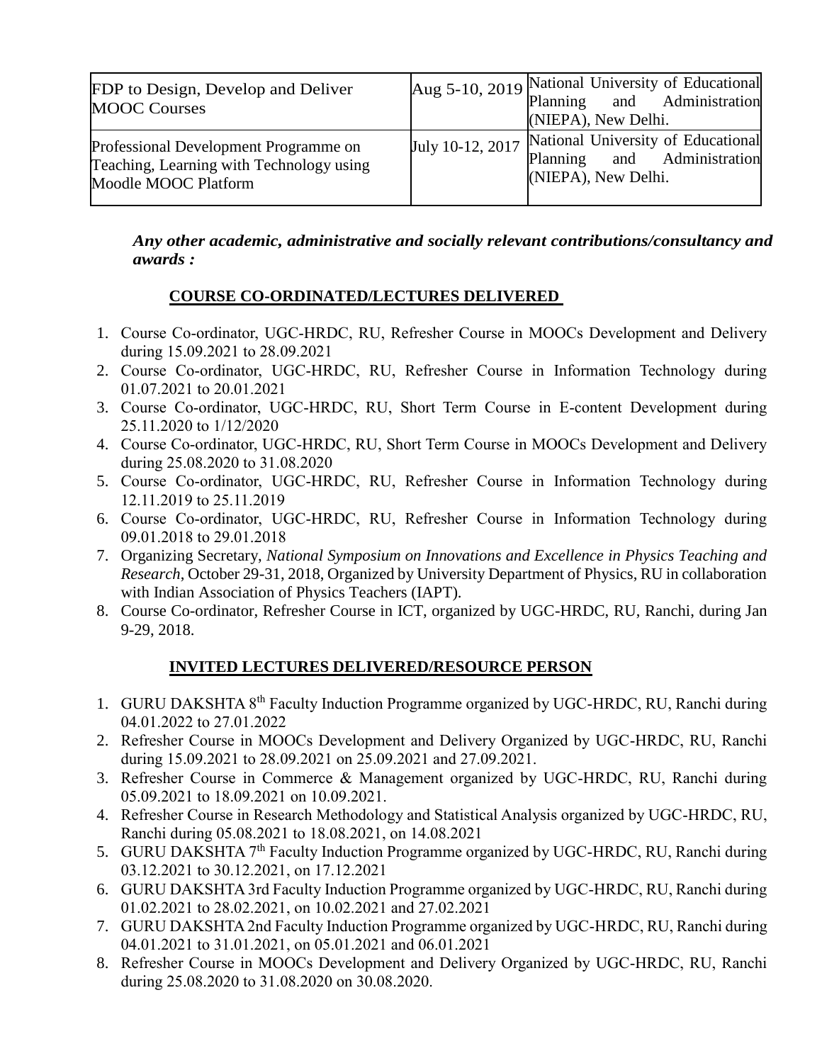| | | |
|---|---|---|
| FDP to Design, Develop and Deliver MOOC Courses | Aug 5-10, 2019 | National University of Educational Planning and Administration (NIEPA), New Delhi. |
| Professional Development Programme on Teaching, Learning with Technology using Moodle MOOC Platform | July 10-12, 2017 | National University of Educational Planning and Administration (NIEPA), New Delhi. |

***Any other academic, administrative and socially relevant contributions/consultancy and awards :***

## COURSE CO-ORDINATED/LECTURES DELIVERED

1. Course Co-ordinator, UGC-HRDC, RU, Refresher Course in MOOCs Development and Delivery during 15.09.2021 to 28.09.2021
2. Course Co-ordinator, UGC-HRDC, RU, Refresher Course in Information Technology during 01.07.2021 to 20.01.2021
3. Course Co-ordinator, UGC-HRDC, RU, Short Term Course in E-content Development during 25.11.2020 to 1/12/2020
4. Course Co-ordinator, UGC-HRDC, RU, Short Term Course in MOOCs Development and Delivery during 25.08.2020 to 31.08.2020
5. Course Co-ordinator, UGC-HRDC, RU, Refresher Course in Information Technology during 12.11.2019 to 25.11.2019
6. Course Co-ordinator, UGC-HRDC, RU, Refresher Course in Information Technology during 09.01.2018 to 29.01.2018
7. Organizing Secretary, *National Symposium on Innovations and Excellence in Physics Teaching and Research*, October 29-31, 2018, Organized by University Department of Physics, RU in collaboration with Indian Association of Physics Teachers (IAPT).
8. Course Co-ordinator, Refresher Course in ICT, organized by UGC-HRDC, RU, Ranchi, during Jan 9-29, 2018.

## INVITED LECTURES DELIVERED/RESOURCE PERSON

1. GURU DAKSHTA 8th Faculty Induction Programme organized by UGC-HRDC, RU, Ranchi during 04.01.2022 to 27.01.2022
2. Refresher Course in MOOCs Development and Delivery Organized by UGC-HRDC, RU, Ranchi during 15.09.2021 to 28.09.2021 on 25.09.2021 and 27.09.2021.
3. Refresher Course in Commerce & Management organized by UGC-HRDC, RU, Ranchi during 05.09.2021 to 18.09.2021 on 10.09.2021.
4. Refresher Course in Research Methodology and Statistical Analysis organized by UGC-HRDC, RU, Ranchi during 05.08.2021 to 18.08.2021, on 14.08.2021
5. GURU DAKSHTA 7th Faculty Induction Programme organized by UGC-HRDC, RU, Ranchi during 03.12.2021 to 30.12.2021, on 17.12.2021
6. GURU DAKSHTA 3rd Faculty Induction Programme organized by UGC-HRDC, RU, Ranchi during 01.02.2021 to 28.02.2021, on 10.02.2021 and 27.02.2021
7. GURU DAKSHTA 2nd Faculty Induction Programme organized by UGC-HRDC, RU, Ranchi during 04.01.2021 to 31.01.2021, on 05.01.2021 and 06.01.2021
8. Refresher Course in MOOCs Development and Delivery Organized by UGC-HRDC, RU, Ranchi during 25.08.2020 to 31.08.2020 on 30.08.2020.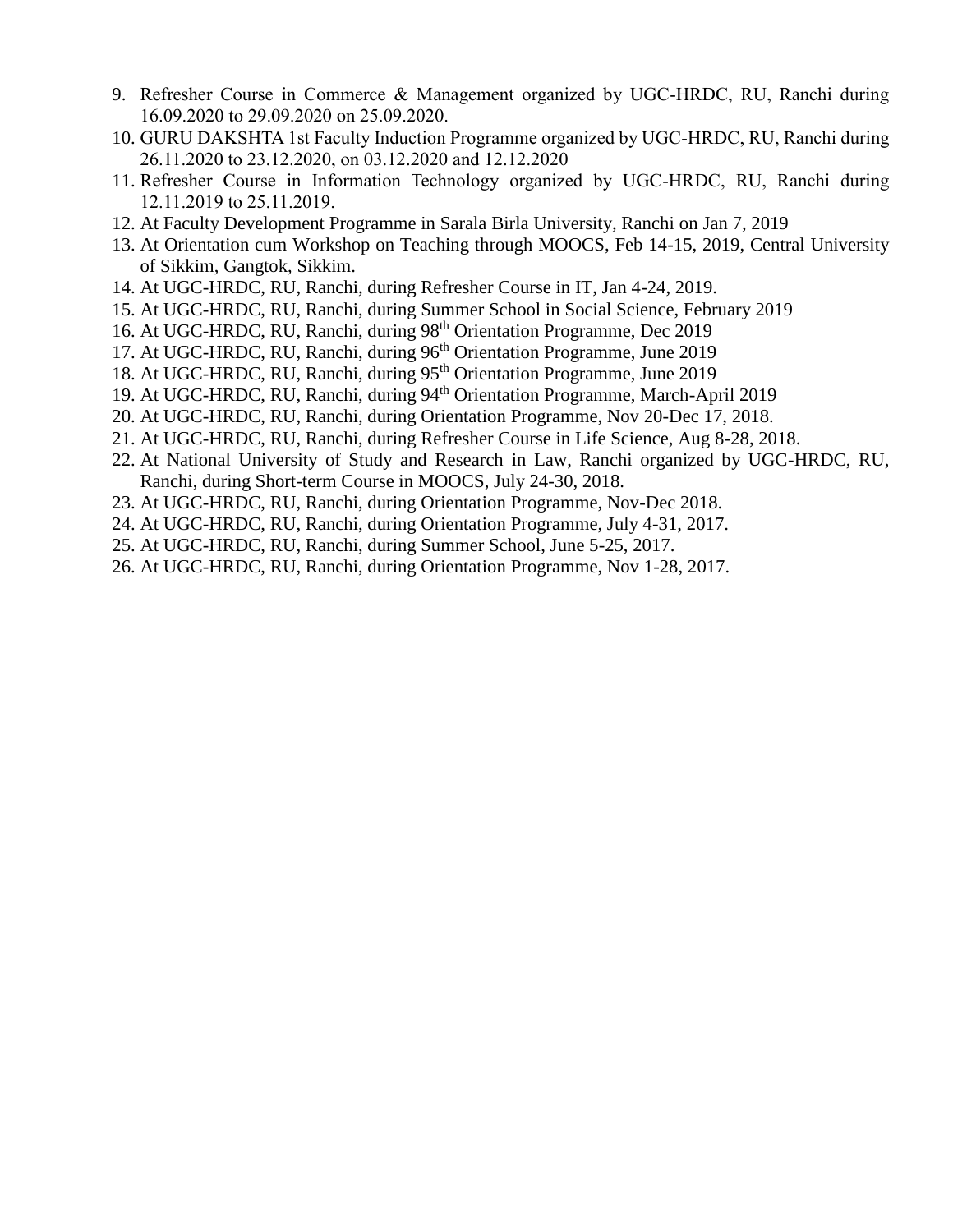9. Refresher Course in Commerce & Management organized by UGC-HRDC, RU, Ranchi during 16.09.2020 to 29.09.2020 on 25.09.2020.
10. GURU DAKSHTA 1st Faculty Induction Programme organized by UGC-HRDC, RU, Ranchi during 26.11.2020 to 23.12.2020, on 03.12.2020 and 12.12.2020
11. Refresher Course in Information Technology organized by UGC-HRDC, RU, Ranchi during 12.11.2019 to 25.11.2019.
12. At Faculty Development Programme in Sarala Birla University, Ranchi on Jan 7, 2019
13. At Orientation cum Workshop on Teaching through MOOCS, Feb 14-15, 2019, Central University of Sikkim, Gangtok, Sikkim.
14. At UGC-HRDC, RU, Ranchi, during Refresher Course in IT, Jan 4-24, 2019.
15. At UGC-HRDC, RU, Ranchi, during Summer School in Social Science, February 2019
16. At UGC-HRDC, RU, Ranchi, during 98th Orientation Programme, Dec 2019
17. At UGC-HRDC, RU, Ranchi, during 96th Orientation Programme, June 2019
18. At UGC-HRDC, RU, Ranchi, during 95th Orientation Programme, June 2019
19. At UGC-HRDC, RU, Ranchi, during 94th Orientation Programme, March-April 2019
20. At UGC-HRDC, RU, Ranchi, during Orientation Programme, Nov 20-Dec 17, 2018.
21. At UGC-HRDC, RU, Ranchi, during Refresher Course in Life Science, Aug 8-28, 2018.
22. At National University of Study and Research in Law, Ranchi organized by UGC-HRDC, RU, Ranchi, during Short-term Course in MOOCS, July 24-30, 2018.
23. At UGC-HRDC, RU, Ranchi, during Orientation Programme, Nov-Dec 2018.
24. At UGC-HRDC, RU, Ranchi, during Orientation Programme, July 4-31, 2017.
25. At UGC-HRDC, RU, Ranchi, during Summer School, June 5-25, 2017.
26. At UGC-HRDC, RU, Ranchi, during Orientation Programme, Nov 1-28, 2017.